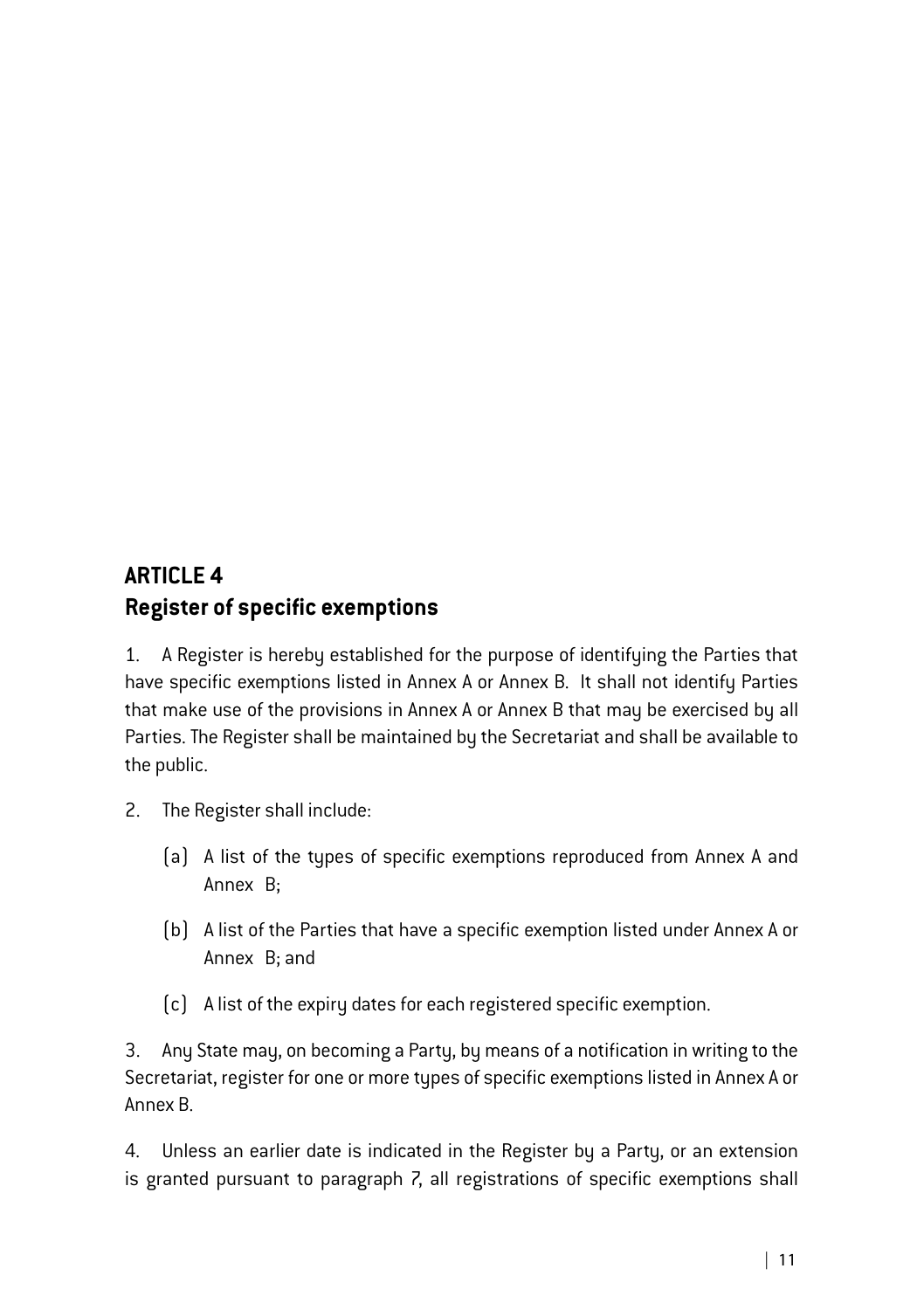## ARTICLE 4
## Register of specific exemptions

1. A Register is hereby established for the purpose of identifying the Parties that have specific exemptions listed in Annex A or Annex B. It shall not identify Parties that make use of the provisions in Annex A or Annex B that may be exercised by all Parties. The Register shall be maintained by the Secretariat and shall be available to the public.

2. The Register shall include:

   (a) A list of the types of specific exemptions reproduced from Annex A and Annex B;

   (b) A list of the Parties that have a specific exemption listed under Annex A or Annex B; and

   (c) A list of the expiry dates for each registered specific exemption.

3. Any State may, on becoming a Party, by means of a notification in writing to the Secretariat, register for one or more types of specific exemptions listed in Annex A or Annex B.

4. Unless an earlier date is indicated in the Register by a Party, or an extension is granted pursuant to paragraph 7, all registrations of specific exemptions shall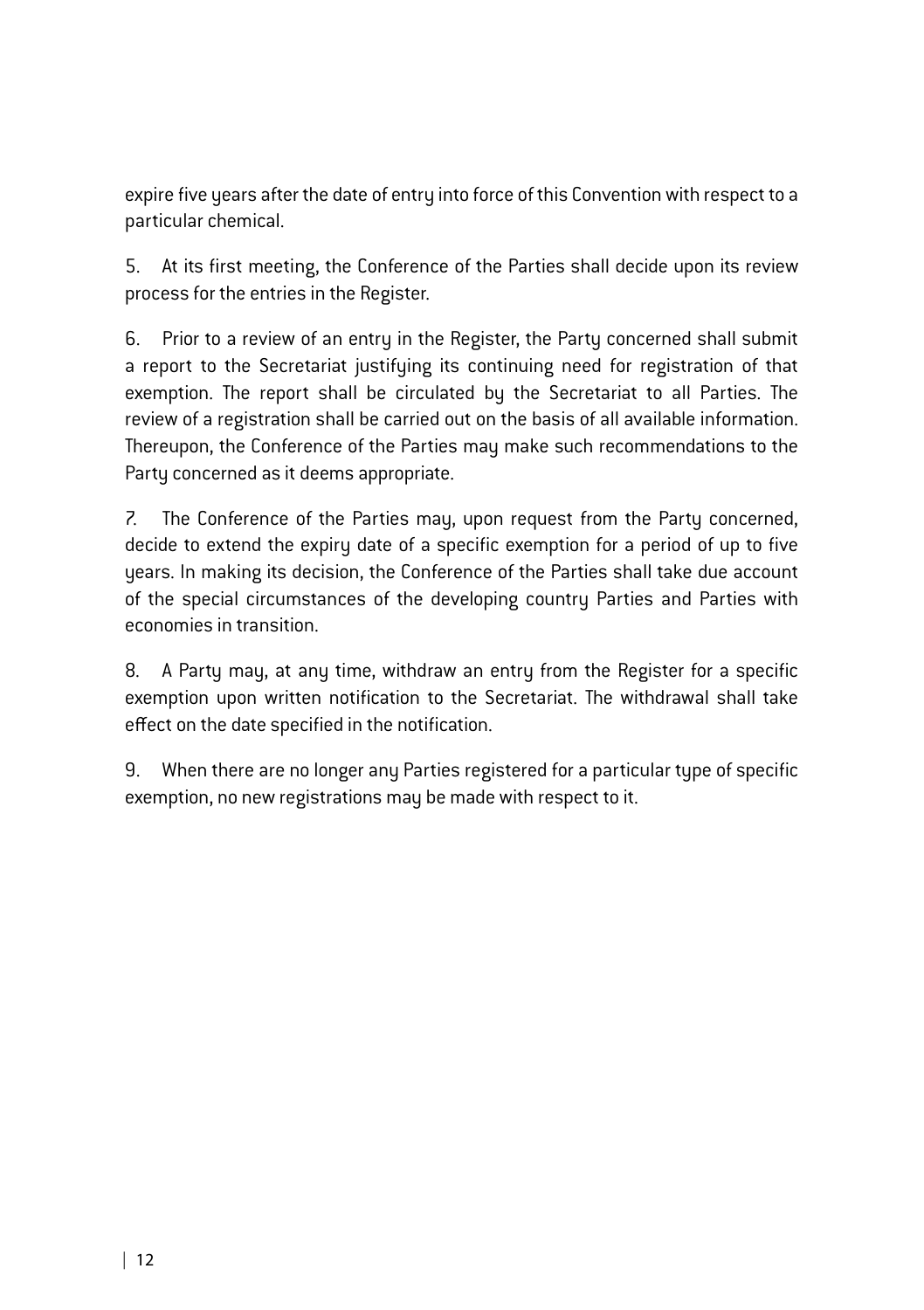expire five years after the date of entry into force of this Convention with respect to a particular chemical.

5. At its first meeting, the Conference of the Parties shall decide upon its review process for the entries in the Register.

6. Prior to a review of an entry in the Register, the Party concerned shall submit a report to the Secretariat justifying its continuing need for registration of that exemption. The report shall be circulated by the Secretariat to all Parties. The review of a registration shall be carried out on the basis of all available information. Thereupon, the Conference of the Parties may make such recommendations to the Party concerned as it deems appropriate.

7. The Conference of the Parties may, upon request from the Party concerned, decide to extend the expiry date of a specific exemption for a period of up to five years. In making its decision, the Conference of the Parties shall take due account of the special circumstances of the developing country Parties and Parties with economies in transition.

8. A Party may, at any time, withdraw an entry from the Register for a specific exemption upon written notification to the Secretariat. The withdrawal shall take effect on the date specified in the notification.

9. When there are no longer any Parties registered for a particular type of specific exemption, no new registrations may be made with respect to it.